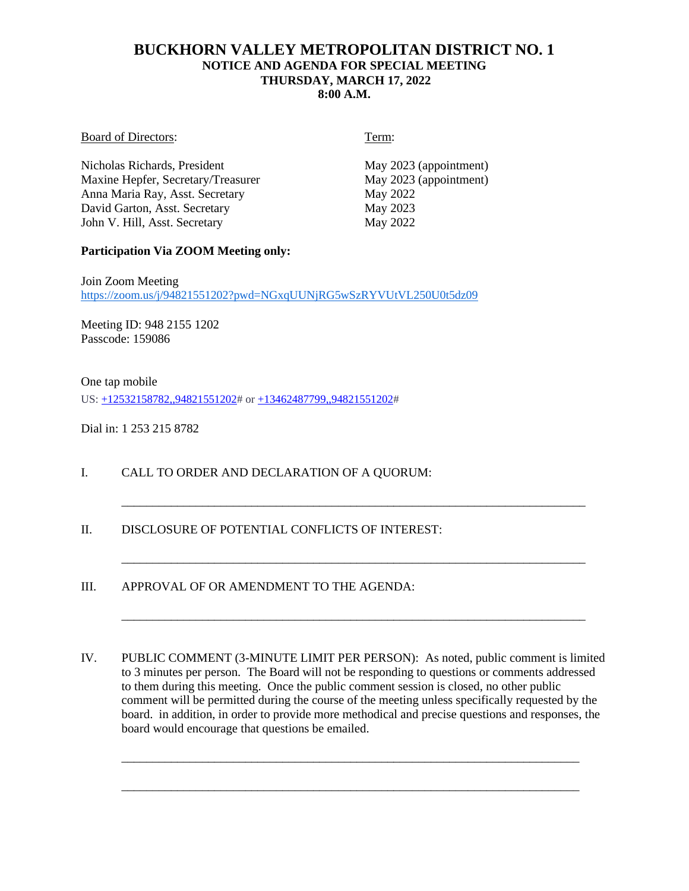# BUCKHORN VALLEY METROPOLITAN DISTRICT NO. 1

## NOTICE AND AGENDA FOR SPECIAL MEETING

**THURSDAY, MARCH 17, 2022**

**8:00 A.M.**

| Board of Directors: | Term: |
|---|---|
| Nicholas Richards, President | May 2023 (appointment) |
| Maxine Hepfer, Secretary/Treasurer | May 2023 (appointment) |
| Anna Maria Ray, Asst. Secretary | May 2022 |
| David Garton, Asst. Secretary | May 2023 |
| John V. Hill, Asst. Secretary | May 2022 |

**Participation Via ZOOM Meeting only:**

Join Zoom Meeting
https://zoom.us/j/94821551202?pwd=NGxqUUNjRG5wSzRYVUtVL250U0t5dz09

Meeting ID: 948 2155 1202
Passcode: 159086

One tap mobile
US: +12532158782,,94821551202# or +13462487799,,94821551202#

Dial in: 1 253 215 8782

I. CALL TO ORDER AND DECLARATION OF A QUORUM:

___________________________________________________________________________

II. DISCLOSURE OF POTENTIAL CONFLICTS OF INTEREST:

___________________________________________________________________________

III. APPROVAL OF OR AMENDMENT TO THE AGENDA:

___________________________________________________________________________

IV. PUBLIC COMMENT (3-MINUTE LIMIT PER PERSON): As noted, public comment is limited to 3 minutes per person. The Board will not be responding to questions or comments addressed to them during this meeting. Once the public comment session is closed, no other public comment will be permitted during the course of the meeting unless specifically requested by the board. in addition, in order to provide more methodical and precise questions and responses, the board would encourage that questions be emailed.

___________________________________________________________________________

___________________________________________________________________________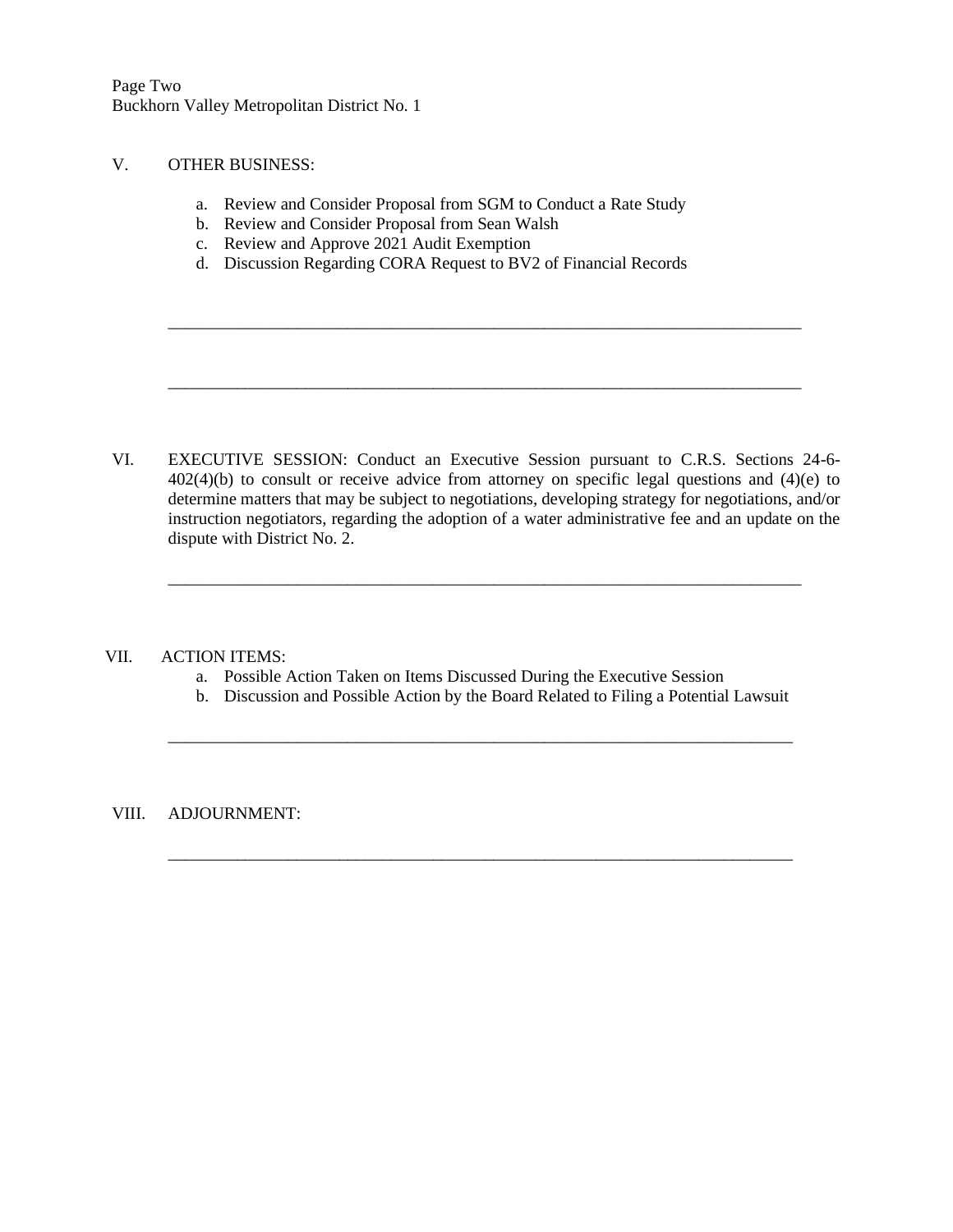V. OTHER BUSINESS:

a. Review and Consider Proposal from SGM to Conduct a Rate Study
b. Review and Consider Proposal from Sean Walsh
c. Review and Approve 2021 Audit Exemption
d. Discussion Regarding CORA Request to BV2 of Financial Records

___________________________________________________________________________

___________________________________________________________________________

VI. EXECUTIVE SESSION: Conduct an Executive Session pursuant to C.R.S. Sections 24-6-402(4)(b) to consult or receive advice from attorney on specific legal questions and (4)(e) to determine matters that may be subject to negotiations, developing strategy for negotiations, and/or instruction negotiators, regarding the adoption of a water administrative fee and an update on the dispute with District No. 2.

___________________________________________________________________________

VII. ACTION ITEMS:

a. Possible Action Taken on Items Discussed During the Executive Session
b. Discussion and Possible Action by the Board Related to Filing a Potential Lawsuit

___________________________________________________________________________

VIII. ADJOURNMENT:

___________________________________________________________________________